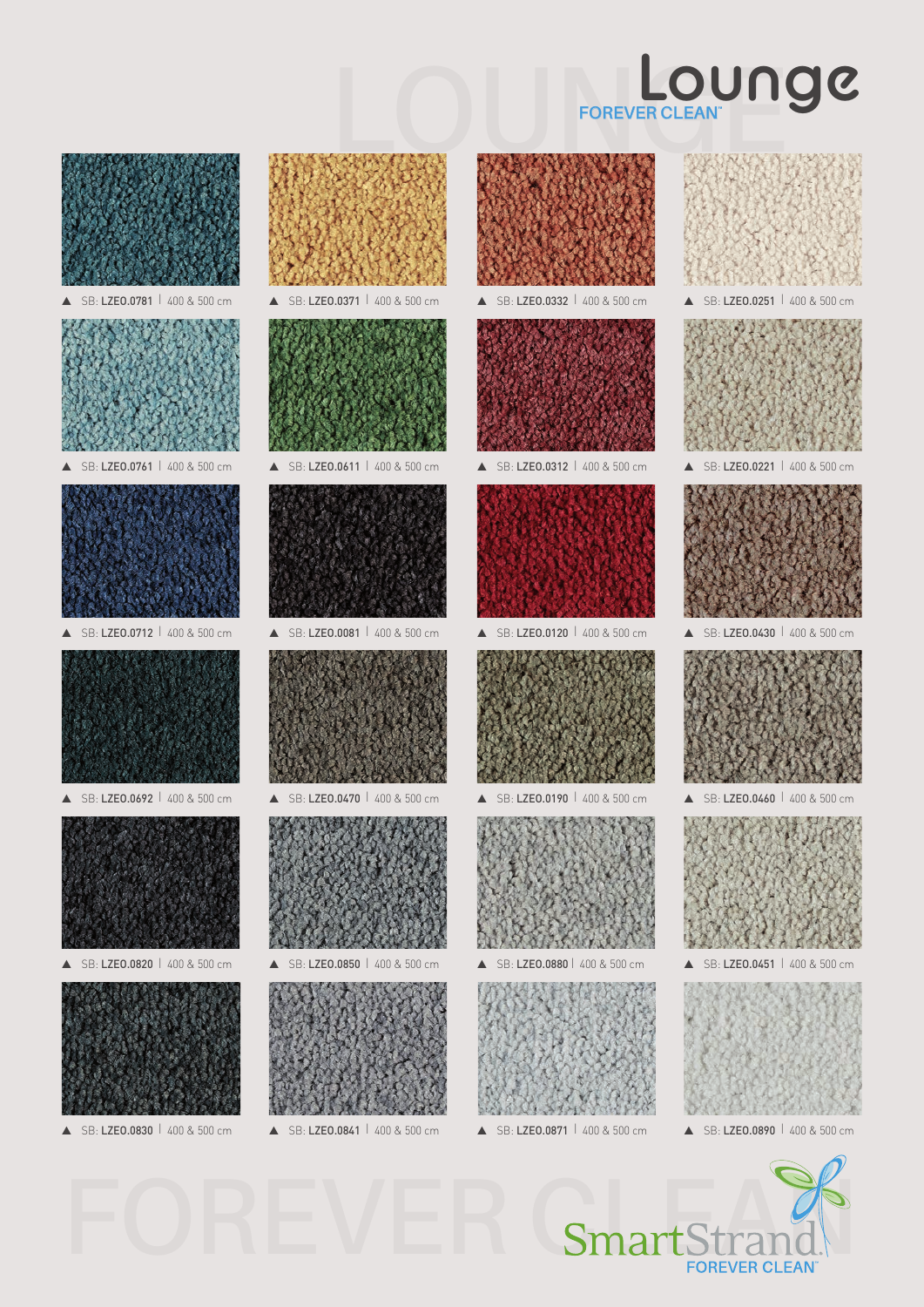# Lounge

FOREVER CLEAN™

▲ SB: **LZE0.0781** | 400 & 500 cm

▲ SB: **LZE0.0371** | 400 & 500 cm

▲ SB: **LZE0.0332** | 400 & 500 cm

▲ SB: **LZE0.0251** | 400 & 500 cm

▲ SB: **LZE0.0761** | 400 & 500 cm

▲ SB: **LZE0.0611** | 400 & 500 cm

▲ SB: **LZE0.0312** | 400 & 500 cm

▲ SB: **LZE0.0221** | 400 & 500 cm

▲ SB: **LZE0.0712** | 400 & 500 cm

▲ SB: **LZE0.0081** | 400 & 500 cm

▲ SB: **LZE0.0120** | 400 & 500 cm

▲ SB: **LZE0.0430** | 400 & 500 cm

▲ SB: **LZE0.0692** | 400 & 500 cm

▲ SB: **LZE0.0470** | 400 & 500 cm

▲ SB: **LZE0.0190** | 400 & 500 cm

▲ SB: **LZE0.0460** | 400 & 500 cm

▲ SB: **LZE0.0820** | 400 & 500 cm

▲ SB: **LZE0.0850** | 400 & 500 cm

▲ SB: **LZE0.0880** | 400 & 500 cm

▲ SB: **LZE0.0451** | 400 & 500 cm

▲ SB: **LZE0.0830** | 400 & 500 cm

▲ SB: **LZE0.0841** | 400 & 500 cm

▲ SB: **LZE0.0871** | 400 & 500 cm

▲ SB: **LZE0.0890** | 400 & 500 cm

FOREVER CLEAN

SmartStrand

FOREVER CLEAN™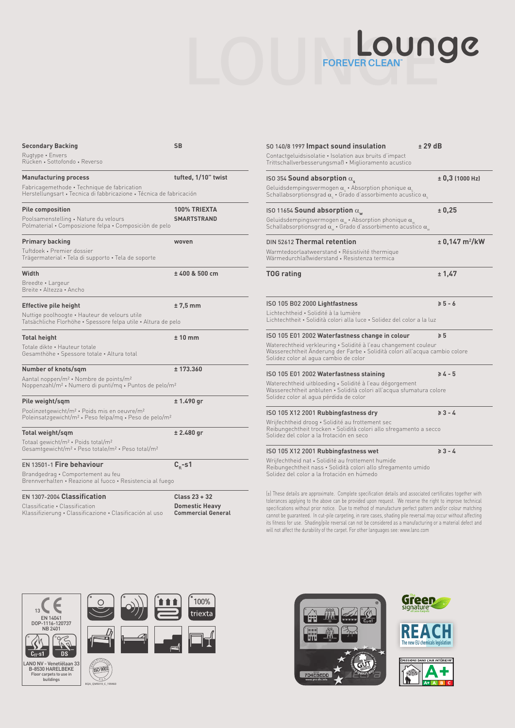# Lounge

FOREVER CLEAN™

| | |
|---|---|
| **Secondary Backing**<br>Rugtype • Envers<br>Rücken • Sottofondo • Reverso | **SB** |
| **Manufacturing process**<br>Fabricagemethode • Technique de fabrication<br>Herstellungsart • Tecnica di fabbricazione • Técnica de fabricación | **tufted, 1/10" twist** |
| **Pile composition**<br>Poolsamenstelling • Nature du velours<br>Polmaterial • Composizione felpa • Composiciòn de pelo | **100% TRIEXTA SMARTSTRAND** |
| **Primary backing**<br>Tuftdoek • Premier dossier<br>Trägermaterial • Tela di supporto • Tela de soporte | **woven** |
| **Width**<br>Breedte • Largeur<br>Breite • Altezza • Ancho | **± 400 & 500 cm** |
| **Effective pile height**<br>Nuttige poolhoogte • Hauteur de velours utile<br>Tatsächliche Florhöhe • Spessore felpa utile • Altura de pelo | **± 7,5 mm** |
| **Total height**<br>Totale dikte • Hauteur totale<br>Gesamthöhe • Spessore totale • Altura total | **± 10 mm** |
| **Number of knots/sqm**<br>Aantal noppen/m² • Nombre de points/m²<br>Noppenzahl/m² • Numero di punti/mq • Puntos de pelo/m² | **± 173.360** |
| **Pile weight/sqm**<br>Poolinzetgewicht/m² • Poids mis en oeuvre/m²<br>Poleinsatzgewicht/m² • Peso felpa/mq • Peso de pelo/m² | **± 1.490 gr** |
| **Total weight/sqm**<br>Totaal gewicht/m² • Poids total/m²<br>Gesamtgewicht/m² • Peso totale/m² • Peso total/m² | **± 2.480 gr** |
| EN 13501-1 **Fire behaviour**<br>Brandgedrag • Comportement au feu<br>Brennverhalten • Reazione al fuoco • Resistencia al fuego | **$C_{fl}$-s1** |
| EN 1307-2004 **Classification**<br>Classificatie • Classification<br>Klassifizierung • Classificazione • Clasificación al uso | **Class 23 + 32**<br>**Domestic Heavy**<br>**Commercial General** |

| | |
|---|---|
| SO 140/8 1997 **Impact sound insulation**<br>Contactgeluidsisolatie • Isolation aux bruits d'impact<br>Trittschallverbesserungsmaß • Miglioramento acustico | **± 29 dB** |
| ISO 354 **Sound absorption $\alpha_s$**<br>Geluidsdempingsvermogen $\alpha_s$ • Absorption phonique $\alpha_s$<br>Schallabsorptionsgrad $\alpha_s$ • Grado d'assorbimento acustico $\alpha_s$ | **± 0,3 (1000 Hz)** |
| ISO 11654 **Sound absorption $\alpha_w$**<br>Geluidsdempingsvermogen $\alpha_w$ • Absorption phonique $\alpha_w$<br>Schallabsorptionsgrad $\alpha_w$ • Grado d'assorbimento acustico $\alpha_w$ | **± 0,25** |
| DIN 52612 **Thermal retention**<br>Warmtedoorlaatweerstand • Résistivité thermique<br>Wärmedurchlaßwiderstand • Resistenza termica | **± 0,147 m²/kW** |
| **TOG rating** | **± 1,47** |
| ISO 105 B02 2000 **Lightfastness**<br>Lichtechtheid • Solidité à la lumière<br>Lichtechtheit • Solidità colori alla luce • Solidez del color a la luz | **≥ 5 - 6** |
| ISO 105 E01 2002 **Waterfastness change in colour**<br>Waterechtheid verkleuring • Solidité à l'eau changement couleur<br>Wasserechtheit Änderung der Farbe • Solidità colori all'acqua cambio colore<br>Solidez color al agua cambio de color | **≥ 5** |
| ISO 105 E01 2002 **Waterfastness staining**<br>Waterechtheid uitbloeding • Solidité à l'eau dégorgement<br>Wasserechtheit anbluten • Solidità colori all'acqua sfumatura colore<br>Solidez color al agua pérdida de color | **≥ 4 - 5** |
| ISO 105 X12 2001 **Rubbingfastness dry**<br>Wrijfechtheid droog • Solidité au frottement sec<br>Reibungechtheit trocken • Solidità colori allo sfregamento a secco<br>Solidez del color a la frotación en seco | **≥ 3 - 4** |
| ISO 105 X12 2001 **Rubbingfastness wet**<br>Wrijfechtheid nat • Solidité au frottement humide<br>Reibungechtheit nass • Solidità colori allo sfregamento umido<br>Solidez del color a la frotación en húmedo | **≥ 3 - 4** |

(±) These details are approximate. Complete specification details and associated certificates together with tolerances applying to the above can be provided upon request. We reserve the right to improve technical specifications without prior notice. Due to method of manufacture perfect pattern and/or colour matching cannot be guaranteed. In cut-pile carpeting, in rare cases, shading pile reversal may occur without affecting its fitness for use. Shading/pile reversal can not be considered as a manufacturing or a material defect and will not affect the durability of the carpet. For other languages see: www.lano.com

CE 13
EN 14041
DOP-1116-120737
NB 2401
$C_{fl}$-s1 DS
LANO NV - Venetiëlaan 33
B-8530 HARELBEKE
Floor carpets to use in buildings

100% triexta

ISO 9001
BQA_QMS019_C_150460

7D4EBEDD
www.pro-dis.info

GUT

The Green signature of Lano Carpets

REACH The new EU chemicals legislation

ÉMISSIONS DANS L'AIR INTÉRIEUR
A+